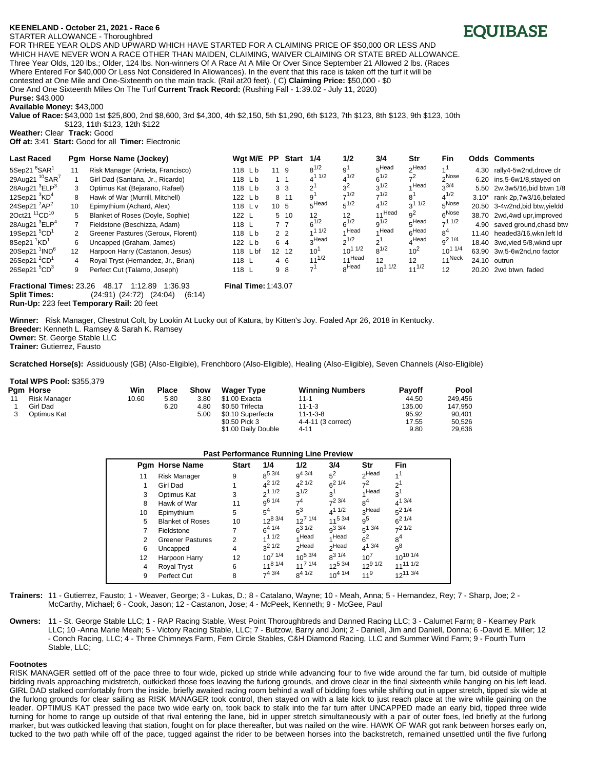# KEENELAND - October 21, 2021 - Race 6

**EQUIBASE**

STARTER ALLOWANCE - Thoroughbred

FOR THREE YEAR OLDS AND UPWARD WHICH HAVE STARTED FOR A CLAIMING PRICE OF $50,000 OR LESS AND WHICH HAVE NEVER WON A RACE OTHER THAN MAIDEN, CLAIMING, WAIVER CLAIMING OR STATE BRED ALLOWANCE. Three Year Olds, 120 lbs.; Older, 124 lbs. Non-winners Of A Race At A Mile Or Over Since September 21 Allowed 2 lbs. (Races Where Entered For $40,000 Or Less Not Considered In Allowances). In the event that this race is taken off the turf it will be contested at One Mile and One-Sixteenth on the main track. (Rail at20 feet). ( C) **Claiming Price:** $50,000 - $0

One And One Sixteenth Miles On The Turf **Current Track Record:** (Rushing Fall - 1:39.02 - July 11, 2020)

**Purse:** $43,000

**Available Money:** $43,000

**Value of Race:** $43,000 1st $25,800, 2nd $8,600, 3rd $4,300, 4th $2,150, 5th $1,290, 6th $123, 7th $123, 8th $123, 9th $123, 10th $123, 11th $123, 12th $122

**Weather:** Clear **Track:** Good

**Off at:** 3:41 **Start:** Good for all **Timer:** Electronic

| Last Raced | Pgm | Horse Name (Jockey) | Wgt M/E | PP | Start | 1/4 | 1/2 | 3/4 | Str | Fin | Odds | Comments |
|---|---|---|---|---|---|---|---|---|---|---|---|---|
| 5Sep21 6SAR1 | 11 | Risk Manager (Arrieta, Francisco) | 118 L b | 11 | 9 | 8 1/2 | 9 1 | 5 Head | 2 Head | 1 1 | 4.30 | rally4-5w2nd,drove clr |
| 29Aug21 10SAR7 | 1 | Girl Dad (Santana, Jr., Ricardo) | 118 L b | 1 | 1 | 4 1 1/2 | 4 1/2 | 6 1/2 | 7 2 | 2 Nose | 6.20 | ins,5-6w1/8,stayed on |
| 28Aug21 3ELP3 | 3 | Optimus Kat (Bejarano, Rafael) | 118 L b | 3 | 3 | 2 1 | 3 2 | 3 1/2 | 1 Head | 3 3/4 | 5.50 | 2w,3w5/16,bid btwn 1/8 |
| 12Sep21 3KD4 | 8 | Hawk of War (Murrill, Mitchell) | 122 L b | 8 | 11 | 9 1 | 7 1/2 | 7 1/2 | 8 1 | 4 1/2 | 3.10* | rank 2p,7w3/16,belated |
| 24Sep21 7AP2 | 10 | Epimythium (Achard, Alex) | 118 L v | 10 | 5 | 5 Head | 5 1/2 | 4 1/2 | 3 1 1/2 | 5 Nose | 20.50 | 3-4w2nd,bid btw,yieldd |
| 2Oct21 11CD10 | 5 | Blanket of Roses (Doyle, Sophie) | 122 L | 5 | 10 | 12 | 12 | 11 Head | 9 2 | 6 Nose | 38.70 | 2wd,4wd upr,improved |
| 28Aug21 3ELP4 | 7 | Fieldstone (Beschizza, Adam) | 118 L | 7 | 7 | 6 1/2 | 6 1/2 | 9 1/2 | 5 Head | 7 1 1/2 | 4.90 | saved ground,chasd btw |
| 19Sep21 5CD1 | 2 | Greener Pastures (Geroux, Florent) | 118 L b | 2 | 2 | 1 1 1/2 | 1 Head | 1 Head | 6 Head | 8 4 | 11.40 | headed3/16,wkn,left ld |
| 8Sep21 1KD1 | 6 | Uncapped (Graham, James) | 122 L b | 6 | 4 | 3 Head | 2 1/2 | 2 1 | 4 Head | 9 2 1/4 | 18.40 | 3wd,vied 5/8,wknd upr |
| 20Sep21 1IND6 | 12 | Harpoon Harry (Castanon, Jesus) | 118 L bf | 12 | 12 | 10 1 | 10 1 1/2 | 8 1/2 | 10 2 | 10 1 1/4 | 63.90 | 3w,5-6w2nd,no factor |
| 26Sep21 2CD1 | 4 | Royal Tryst (Hernandez, Jr., Brian) | 118 L | 4 | 6 | 11 1/2 | 11 Head | 12 | 12 | 11 Neck | 24.10 | outrun |
| 26Sep21 5CD3 | 9 | Perfect Cut (Talamo, Joseph) | 118 L | 9 | 8 | 7 1 | 8 Head | 10 1 1/2 | 11 1/2 | 12 | 20.20 | 2wd btwn, faded |

**Fractional Times:** 23.26 48.17 1:12.89 1:36.93 **Final Time:** 1:43.07

**Split Times:** (24:91) (24:72) (24:04) (6:14)

**Run-Up:** 223 feet **Temporary Rail:** 20 feet

**Winner:** Risk Manager, Chestnut Colt, by Lookin At Lucky out of Katura, by Kitten's Joy. Foaled Apr 26, 2018 in Kentucky.

**Breeder:** Kenneth L. Ramsey & Sarah K. Ramsey

**Owner:** St. George Stable LLC

**Trainer:** Gutierrez, Fausto

**Scratched Horse(s):** Assiduously (GB) (Also-Eligible), Frenchboro (Also-Eligible), Healing (Also-Eligible), Seven Channels (Also-Eligible)

**Total WPS Pool:** $355,379

| Pgm | Horse | Win | Place | Show | Wager Type | Winning Numbers | Payoff | Pool |
|---|---|---|---|---|---|---|---|---|
| 11 | Risk Manager | 10.60 | 5.80 | 3.80 | $1.00 Exacta | 11-1 | 44.50 | 249,456 |
| 1 | Girl Dad | | 6.20 | 4.80 | $0.50 Trifecta | 11-1-3 | 135.00 | 147,950 |
| 3 | Optimus Kat | | | 5.00 | $0.10 Superfecta | 11-1-3-8 | 95.92 | 90,401 |
| | | | | | $0.50 Pick 3 | 4-4-11 (3 correct) | 17.55 | 50,526 |
| | | | | | $1.00 Daily Double | 4-11 | 9.80 | 29,636 |

**Past Performance Running Line Preview**

| Pgm | Horse Name | Start | 1/4 | 1/2 | 3/4 | Str | Fin |
|---|---|---|---|---|---|---|---|
| 11 | Risk Manager | 9 | 8 5 3/4 | 9 4 3/4 | 5 2 | 2 Head | 1 1 |
| 1 | Girl Dad | 1 | 4 2 1/2 | 4 2 1/2 | 6 2 1/4 | 7 2 | 2 1 |
| 3 | Optimus Kat | 3 | 2 1 1/2 | 3 1/2 | 3 1 | 1 Head | 3 1 |
| 8 | Hawk of War | 11 | 9 6 1/4 | 7 4 | 7 2 3/4 | 8 4 | 4 1 3/4 |
| 10 | Epimythium | 5 | 5 4 | 5 3 | 4 1 1/2 | 3 Head | 5 2 1/4 |
| 5 | Blanket of Roses | 10 | 12 8 3/4 | 12 7 1/4 | 11 5 3/4 | 9 5 | 6 2 1/4 |
| 7 | Fieldstone | 7 | 6 4 1/4 | 6 3 1/2 | 9 3 3/4 | 5 1 3/4 | 7 2 1/2 |
| 2 | Greener Pastures | 2 | 1 1 1/2 | 1 Head | 1 Head | 6 2 | 8 4 |
| 6 | Uncapped | 4 | 3 2 1/2 | 2 Head | 2 Head | 4 1 3/4 | 9 8 |
| 12 | Harpoon Harry | 12 | 10 7 1/4 | 10 5 3/4 | 8 3 1/4 | 10 7 | 10 10 1/4 |
| 4 | Royal Tryst | 6 | 11 8 1/4 | 11 7 1/4 | 12 5 3/4 | 12 9 1/2 | 11 11 1/2 |
| 9 | Perfect Cut | 8 | 7 4 3/4 | 8 4 1/2 | 10 4 1/4 | 11 9 | 12 11 3/4 |

**Trainers:** 11 - Gutierrez, Fausto; 1 - Weaver, George; 3 - Lukas, D.; 8 - Catalano, Wayne; 10 - Meah, Anna; 5 - Hernandez, Rey; 7 - Sharp, Joe; 2 - McCarthy, Michael; 6 - Cook, Jason; 12 - Castanon, Jose; 4 - McPeek, Kenneth; 9 - McGee, Paul

**Owners:** 11 - St. George Stable LLC; 1 - RAP Racing Stable, West Point Thoroughbreds and Danned Racing LLC; 3 - Calumet Farm; 8 - Kearney Park LLC; 10 -Anna Marie Meah; 5 - Victory Racing Stable, LLC; 7 - Butzow, Barry and Joni; 2 - Daniell, Jim and Daniell, Donna; 6 -David E. Miller; 12 - Conch Racing, LLC; 4 - Three Chimneys Farm, Fern Circle Stables, C&H Diamond Racing, LLC and Summer Wind Farm; 9 - Fourth Turn Stable, LLC;

**Footnotes**

RISK MANAGER settled off of the pace three to four wide, picked up stride while advancing four to five wide around the far turn, bid outside of multiple bidding rivals approaching midstretch, outkicked those foes leaving the furlong grounds, and drove clear in the final sixteenth while hanging on his left lead. GIRL DAD stalked comfortably from the inside, briefly awaited racing room behind a wall of bidding foes while shifting out in upper stretch, tipped six wide at the furlong grounds for clear sailing as RISK MANAGER took control, then stayed on with a late kick to just reach place at the wire while gaining on the leader. OPTIMUS KAT pressed the pace two wide early on, took back to stalk into the far turn after UNCAPPED made an early bid, tipped three wide turning for home to range up outside of that rival entering the lane, bid in upper stretch simultaneously with a pair of outer foes, led briefly at the furlong marker, but was outkicked leaving that station, fought on for place thereafter, but was nailed on the wire. HAWK OF WAR got rank between horses early on, tucked to the two path while off of the pace, tugged against the rider to be between horses into the backstretch, remained unsettled until the five furlong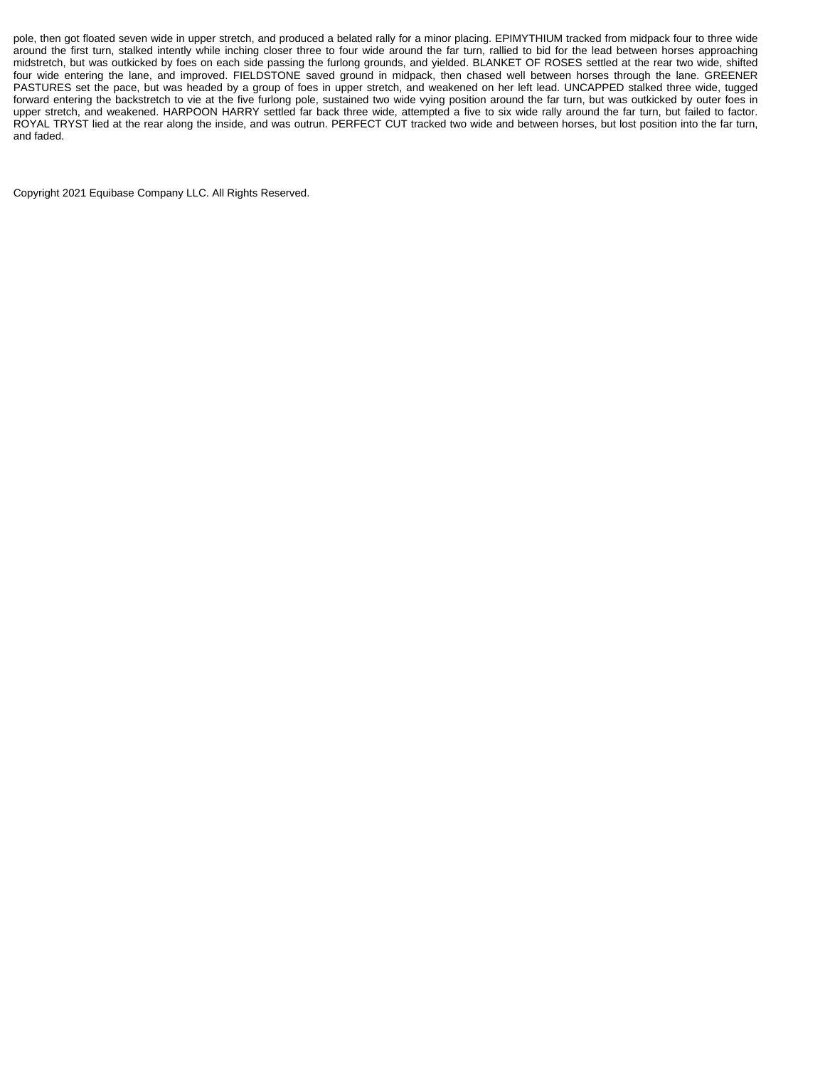pole, then got floated seven wide in upper stretch, and produced a belated rally for a minor placing. EPIMYTHIUM tracked from midpack four to three wide around the first turn, stalked intently while inching closer three to four wide around the far turn, rallied to bid for the lead between horses approaching midstretch, but was outkicked by foes on each side passing the furlong grounds, and yielded. BLANKET OF ROSES settled at the rear two wide, shifted four wide entering the lane, and improved. FIELDSTONE saved ground in midpack, then chased well between horses through the lane. GREENER PASTURES set the pace, but was headed by a group of foes in upper stretch, and weakened on her left lead. UNCAPPED stalked three wide, tugged forward entering the backstretch to vie at the five furlong pole, sustained two wide vying position around the far turn, but was outkicked by outer foes in upper stretch, and weakened. HARPOON HARRY settled far back three wide, attempted a five to six wide rally around the far turn, but failed to factor. ROYAL TRYST lied at the rear along the inside, and was outrun. PERFECT CUT tracked two wide and between horses, but lost position into the far turn, and faded.

Copyright 2021 Equibase Company LLC. All Rights Reserved.